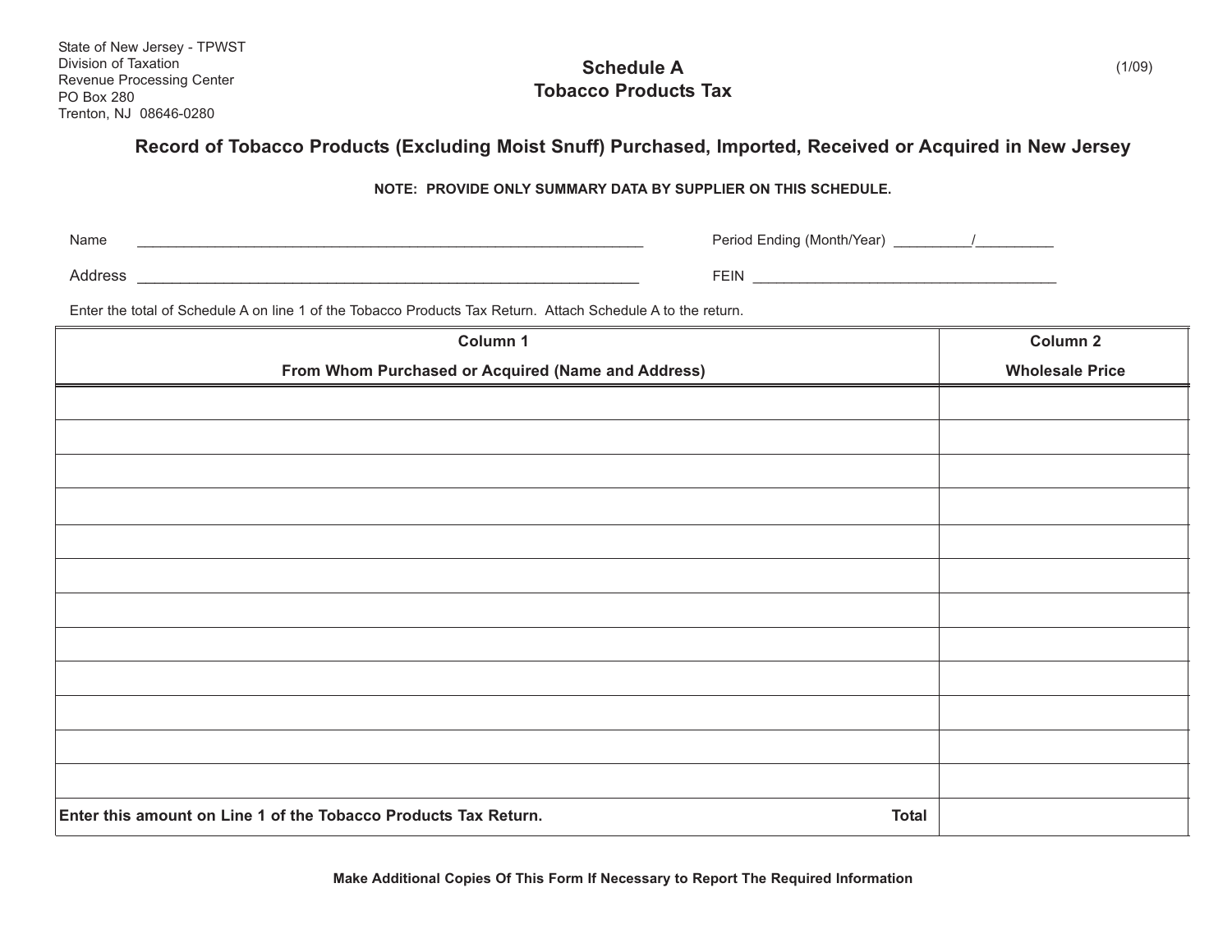State of New Jersey - TPWST
Division of Taxation
Revenue Processing Center
PO Box 280
Trenton, NJ 08646-0280

(1/09)

# Schedule A
# Tobacco Products Tax

## Record of Tobacco Products (Excluding Moist Snuff) Purchased, Imported, Received or Acquired in New Jersey

**NOTE: PROVIDE ONLY SUMMARY DATA BY SUPPLIER ON THIS SCHEDULE.**

Name ________________________________________________________________

Period Ending (Month/Year) _________/_________

Address ______________________________________________________________

FEIN ______________________________________

Enter the total of Schedule A on line 1 of the Tobacco Products Tax Return. Attach Schedule A to the return.

| Column 1<br>From Whom Purchased or Acquired (Name and Address) | Column 2<br>Wholesale Price |
|---|---|
| | |
| | |
| | |
| | |
| | |
| | |
| | |
| | |
| | |
| | |
| | |
| | |
| **Enter this amount on Line 1 of the Tobacco Products Tax Return. Total** | |

**Make Additional Copies Of This Form If Necessary to Report The Required Information**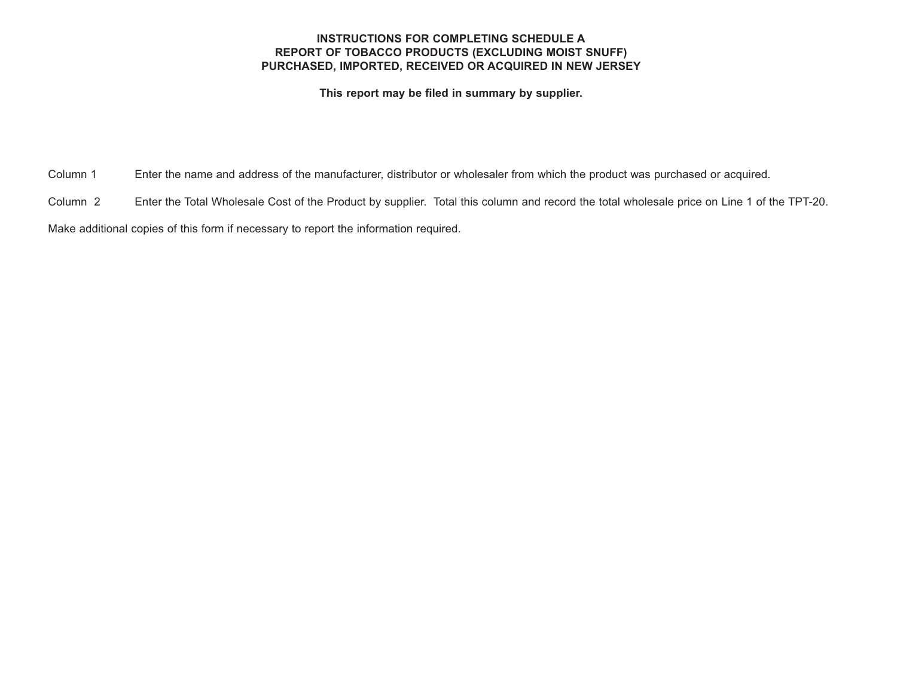## INSTRUCTIONS FOR COMPLETING SCHEDULE A
## REPORT OF TOBACCO PRODUCTS (EXCLUDING MOIST SNUFF)
## PURCHASED, IMPORTED, RECEIVED OR ACQUIRED IN NEW JERSEY

**This report may be filed in summary by supplier.**

Column 1 Enter the name and address of the manufacturer, distributor or wholesaler from which the product was purchased or acquired.

Column 2 Enter the Total Wholesale Cost of the Product by supplier. Total this column and record the total wholesale price on Line 1 of the TPT-20.

Make additional copies of this form if necessary to report the information required.